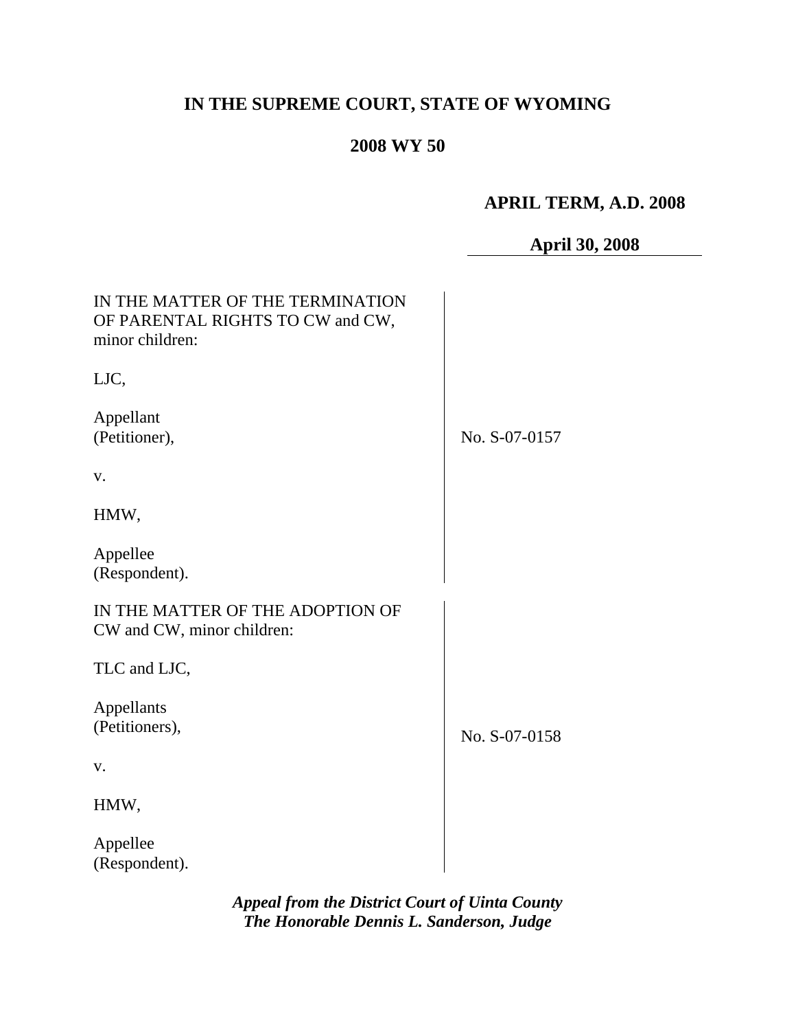**IN THE SUPREME COURT, STATE OF WYOMING**

**2008 WY 50**

**APRIL TERM, A.D. 2008**

**April 30, 2008**

IN THE MATTER OF THE TERMINATION OF PARENTAL RIGHTS TO CW and CW, minor children:

LJC,

Appellant
(Petitioner),

v.

HMW,

Appellee
(Respondent).

No. S-07-0157

IN THE MATTER OF THE ADOPTION OF CW and CW, minor children:

TLC and LJC,

Appellants
(Petitioners),

v.

HMW,

Appellee
(Respondent).

No. S-07-0158

***Appeal from the District Court of Uinta County***
***The Honorable Dennis L. Sanderson, Judge***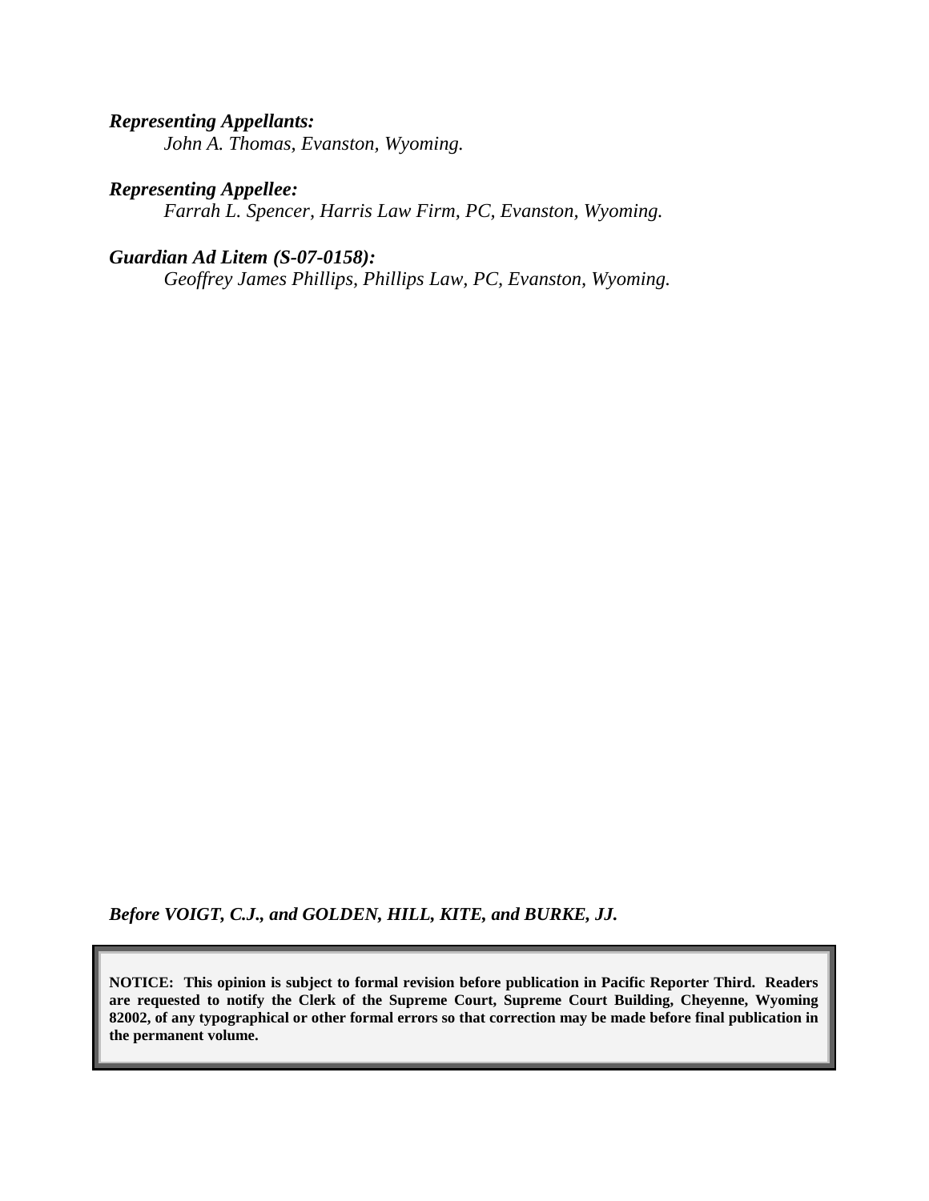***Representing Appellants:***

*John A. Thomas, Evanston, Wyoming.*

***Representing Appellee:***

*Farrah L. Spencer, Harris Law Firm, PC, Evanston, Wyoming.*

***Guardian Ad Litem (S-07-0158):***

*Geoffrey James Phillips, Phillips Law, PC, Evanston, Wyoming.*

***Before VOIGT, C.J., and GOLDEN, HILL, KITE, and BURKE, JJ.***

**NOTICE: This opinion is subject to formal revision before publication in Pacific Reporter Third. Readers are requested to notify the Clerk of the Supreme Court, Supreme Court Building, Cheyenne, Wyoming 82002, of any typographical or other formal errors so that correction may be made before final publication in the permanent volume.**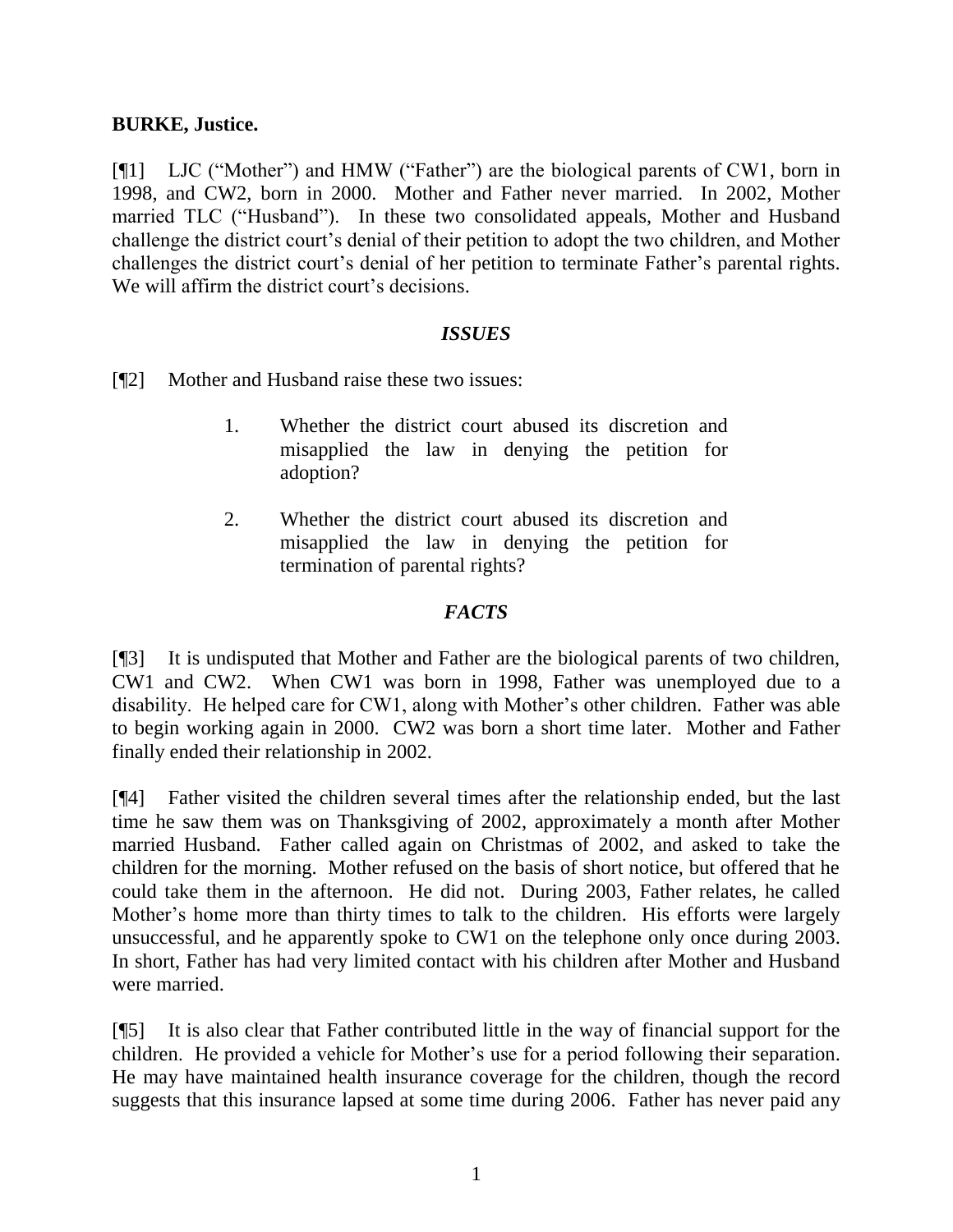**BURKE, Justice.**

[¶1] LJC ("Mother") and HMW ("Father") are the biological parents of CW1, born in 1998, and CW2, born in 2000. Mother and Father never married. In 2002, Mother married TLC ("Husband"). In these two consolidated appeals, Mother and Husband challenge the district court's denial of their petition to adopt the two children, and Mother challenges the district court's denial of her petition to terminate Father's parental rights. We will affirm the district court's decisions.

### *ISSUES*

[¶2] Mother and Husband raise these two issues:

> 1. Whether the district court abused its discretion and misapplied the law in denying the petition for adoption?
>
> 2. Whether the district court abused its discretion and misapplied the law in denying the petition for termination of parental rights?

### *FACTS*

[¶3] It is undisputed that Mother and Father are the biological parents of two children, CW1 and CW2. When CW1 was born in 1998, Father was unemployed due to a disability. He helped care for CW1, along with Mother's other children. Father was able to begin working again in 2000. CW2 was born a short time later. Mother and Father finally ended their relationship in 2002.

[¶4] Father visited the children several times after the relationship ended, but the last time he saw them was on Thanksgiving of 2002, approximately a month after Mother married Husband. Father called again on Christmas of 2002, and asked to take the children for the morning. Mother refused on the basis of short notice, but offered that he could take them in the afternoon. He did not. During 2003, Father relates, he called Mother's home more than thirty times to talk to the children. His efforts were largely unsuccessful, and he apparently spoke to CW1 on the telephone only once during 2003. In short, Father has had very limited contact with his children after Mother and Husband were married.

[¶5] It is also clear that Father contributed little in the way of financial support for the children. He provided a vehicle for Mother's use for a period following their separation. He may have maintained health insurance coverage for the children, though the record suggests that this insurance lapsed at some time during 2006. Father has never paid any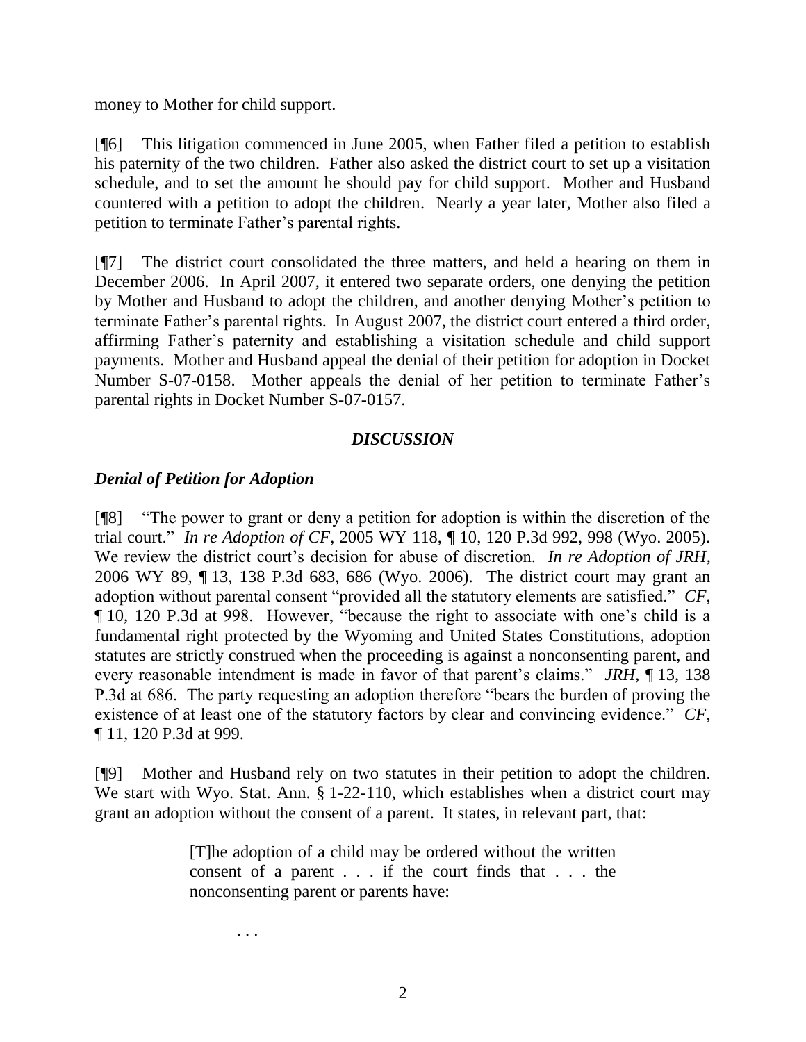money to Mother for child support.

[¶6] This litigation commenced in June 2005, when Father filed a petition to establish his paternity of the two children. Father also asked the district court to set up a visitation schedule, and to set the amount he should pay for child support. Mother and Husband countered with a petition to adopt the children. Nearly a year later, Mother also filed a petition to terminate Father's parental rights.

[¶7] The district court consolidated the three matters, and held a hearing on them in December 2006. In April 2007, it entered two separate orders, one denying the petition by Mother and Husband to adopt the children, and another denying Mother's petition to terminate Father's parental rights. In August 2007, the district court entered a third order, affirming Father's paternity and establishing a visitation schedule and child support payments. Mother and Husband appeal the denial of their petition for adoption in Docket Number S-07-0158. Mother appeals the denial of her petition to terminate Father's parental rights in Docket Number S-07-0157.

## *DISCUSSION*

### *Denial of Petition for Adoption*

[¶8] "The power to grant or deny a petition for adoption is within the discretion of the trial court." *In re Adoption of CF*, 2005 WY 118, ¶ 10, 120 P.3d 992, 998 (Wyo. 2005). We review the district court's decision for abuse of discretion. *In re Adoption of JRH*, 2006 WY 89, ¶ 13, 138 P.3d 683, 686 (Wyo. 2006). The district court may grant an adoption without parental consent "provided all the statutory elements are satisfied." *CF*, ¶ 10, 120 P.3d at 998. However, "because the right to associate with one's child is a fundamental right protected by the Wyoming and United States Constitutions, adoption statutes are strictly construed when the proceeding is against a nonconsenting parent, and every reasonable intendment is made in favor of that parent's claims." *JRH*, ¶ 13, 138 P.3d at 686. The party requesting an adoption therefore "bears the burden of proving the existence of at least one of the statutory factors by clear and convincing evidence." *CF*, ¶ 11, 120 P.3d at 999.

[¶9] Mother and Husband rely on two statutes in their petition to adopt the children. We start with Wyo. Stat. Ann. § 1-22-110, which establishes when a district court may grant an adoption without the consent of a parent. It states, in relevant part, that:

> [T]he adoption of a child may be ordered without the written consent of a parent . . . if the court finds that . . . the nonconsenting parent or parents have:
>
> . . .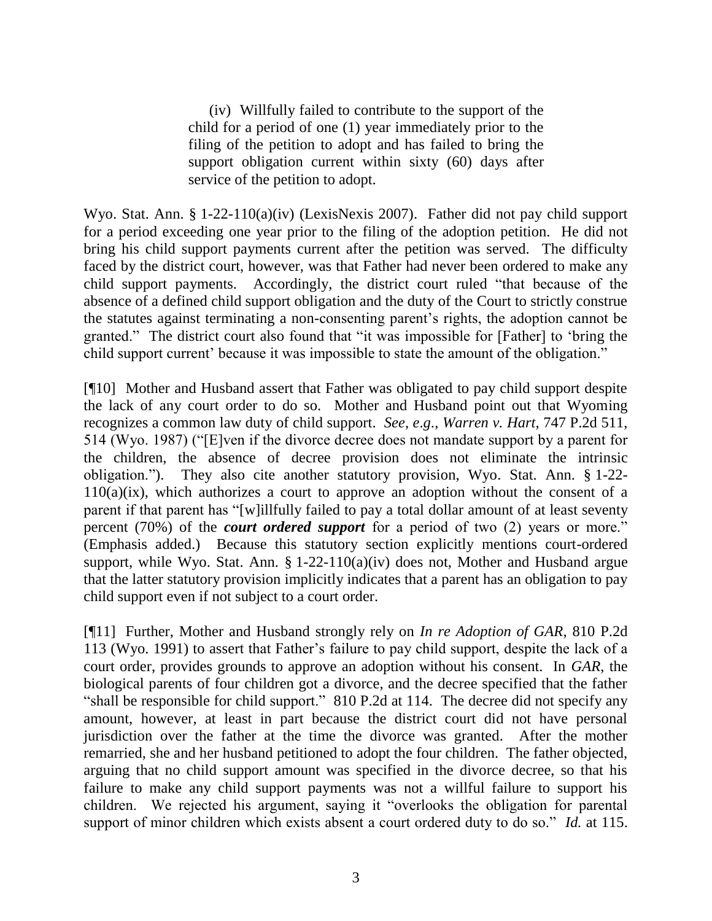> (iv) Willfully failed to contribute to the support of the child for a period of one (1) year immediately prior to the filing of the petition to adopt and has failed to bring the support obligation current within sixty (60) days after service of the petition to adopt.

Wyo. Stat. Ann. § 1-22-110(a)(iv) (LexisNexis 2007). Father did not pay child support for a period exceeding one year prior to the filing of the adoption petition. He did not bring his child support payments current after the petition was served. The difficulty faced by the district court, however, was that Father had never been ordered to make any child support payments. Accordingly, the district court ruled "that because of the absence of a defined child support obligation and the duty of the Court to strictly construe the statutes against terminating a non-consenting parent's rights, the adoption cannot be granted." The district court also found that "it was impossible for [Father] to 'bring the child support current' because it was impossible to state the amount of the obligation."

[¶10] Mother and Husband assert that Father was obligated to pay child support despite the lack of any court order to do so. Mother and Husband point out that Wyoming recognizes a common law duty of child support. *See*, *e.g.*, *Warren v. Hart*, 747 P.2d 511, 514 (Wyo. 1987) ("[E]ven if the divorce decree does not mandate support by a parent for the children, the absence of decree provision does not eliminate the intrinsic obligation."). They also cite another statutory provision, Wyo. Stat. Ann. § 1-22-110(a)(ix), which authorizes a court to approve an adoption without the consent of a parent if that parent has "[w]illfully failed to pay a total dollar amount of at least seventy percent (70%) of the ***court ordered support*** for a period of two (2) years or more." (Emphasis added.) Because this statutory section explicitly mentions court-ordered support, while Wyo. Stat. Ann. § 1-22-110(a)(iv) does not, Mother and Husband argue that the latter statutory provision implicitly indicates that a parent has an obligation to pay child support even if not subject to a court order.

[¶11] Further, Mother and Husband strongly rely on *In re Adoption of GAR*, 810 P.2d 113 (Wyo. 1991) to assert that Father's failure to pay child support, despite the lack of a court order, provides grounds to approve an adoption without his consent. In *GAR*, the biological parents of four children got a divorce, and the decree specified that the father "shall be responsible for child support." 810 P.2d at 114. The decree did not specify any amount, however, at least in part because the district court did not have personal jurisdiction over the father at the time the divorce was granted. After the mother remarried, she and her husband petitioned to adopt the four children. The father objected, arguing that no child support amount was specified in the divorce decree, so that his failure to make any child support payments was not a willful failure to support his children. We rejected his argument, saying it "overlooks the obligation for parental support of minor children which exists absent a court ordered duty to do so." *Id.* at 115.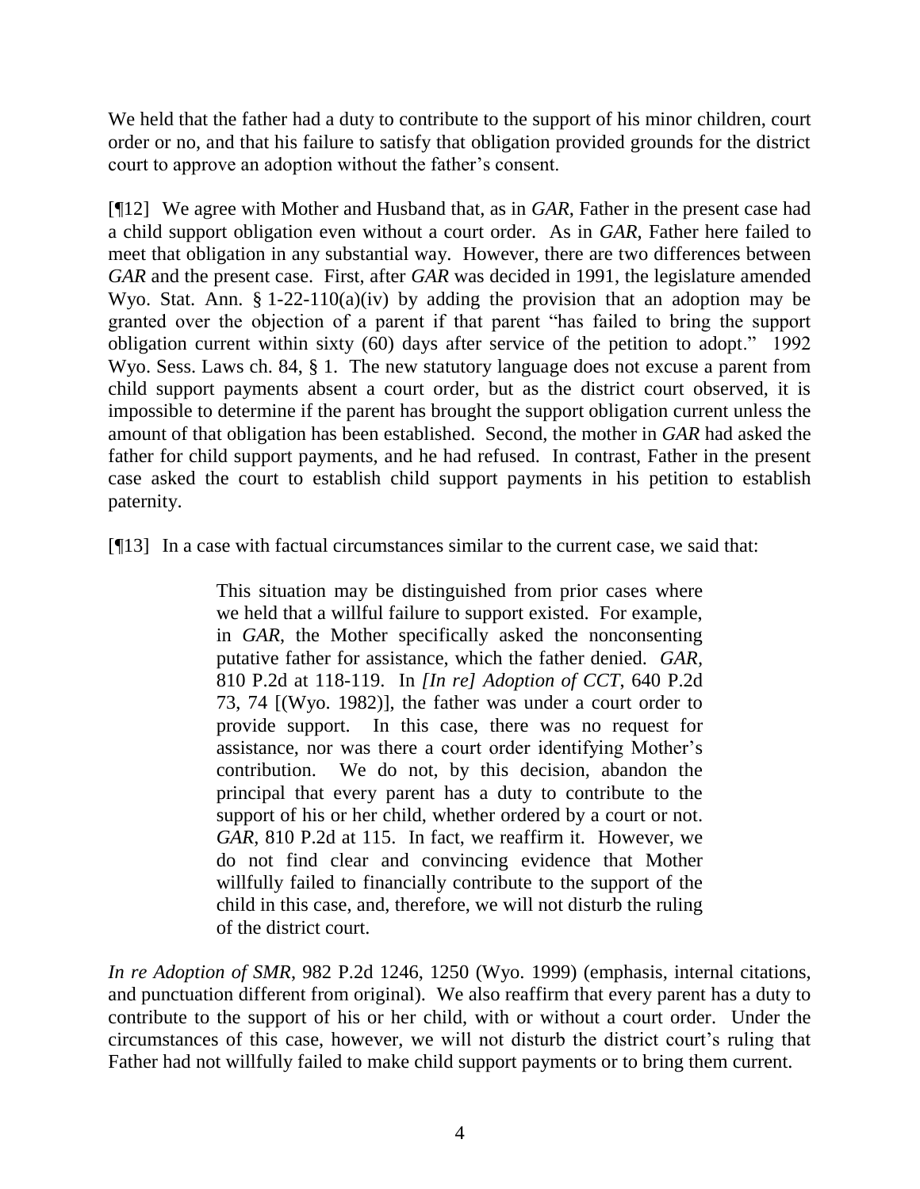We held that the father had a duty to contribute to the support of his minor children, court order or no, and that his failure to satisfy that obligation provided grounds for the district court to approve an adoption without the father's consent.

[¶12] We agree with Mother and Husband that, as in *GAR*, Father in the present case had a child support obligation even without a court order. As in *GAR*, Father here failed to meet that obligation in any substantial way. However, there are two differences between *GAR* and the present case. First, after *GAR* was decided in 1991, the legislature amended Wyo. Stat. Ann. § 1-22-110(a)(iv) by adding the provision that an adoption may be granted over the objection of a parent if that parent "has failed to bring the support obligation current within sixty (60) days after service of the petition to adopt." 1992 Wyo. Sess. Laws ch. 84, § 1. The new statutory language does not excuse a parent from child support payments absent a court order, but as the district court observed, it is impossible to determine if the parent has brought the support obligation current unless the amount of that obligation has been established. Second, the mother in *GAR* had asked the father for child support payments, and he had refused. In contrast, Father in the present case asked the court to establish child support payments in his petition to establish paternity.

[¶13] In a case with factual circumstances similar to the current case, we said that:

> This situation may be distinguished from prior cases where we held that a willful failure to support existed. For example, in *GAR*, the Mother specifically asked the nonconsenting putative father for assistance, which the father denied. *GAR*, 810 P.2d at 118-119. In *[In re] Adoption of CCT*, 640 P.2d 73, 74 [(Wyo. 1982)], the father was under a court order to provide support. In this case, there was no request for assistance, nor was there a court order identifying Mother's contribution. We do not, by this decision, abandon the principal that every parent has a duty to contribute to the support of his or her child, whether ordered by a court or not. *GAR*, 810 P.2d at 115. In fact, we reaffirm it. However, we do not find clear and convincing evidence that Mother willfully failed to financially contribute to the support of the child in this case, and, therefore, we will not disturb the ruling of the district court.

*In re Adoption of SMR*, 982 P.2d 1246, 1250 (Wyo. 1999) (emphasis, internal citations, and punctuation different from original). We also reaffirm that every parent has a duty to contribute to the support of his or her child, with or without a court order. Under the circumstances of this case, however, we will not disturb the district court's ruling that Father had not willfully failed to make child support payments or to bring them current.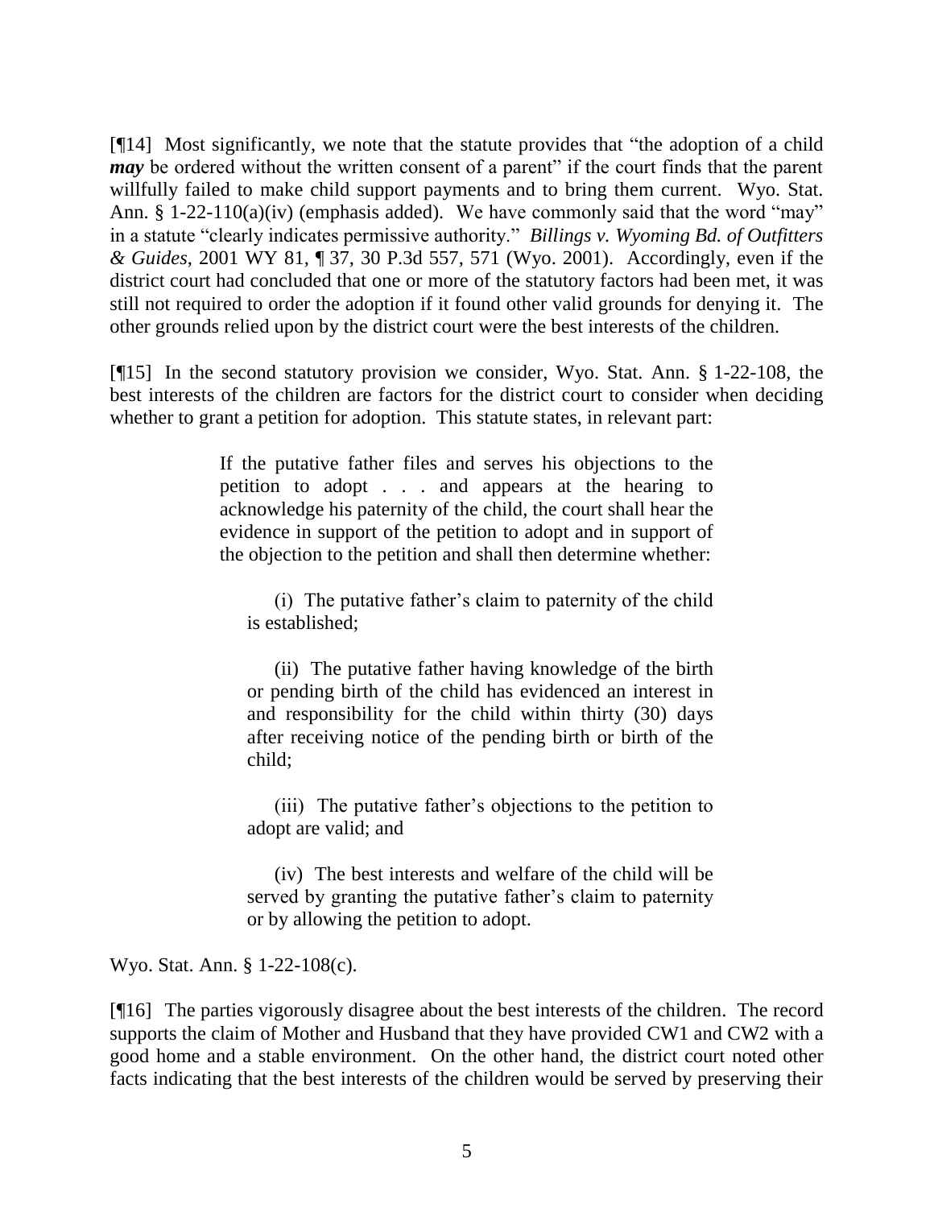[¶14] Most significantly, we note that the statute provides that "the adoption of a child ***may*** be ordered without the written consent of a parent" if the court finds that the parent willfully failed to make child support payments and to bring them current. Wyo. Stat. Ann. § 1-22-110(a)(iv) (emphasis added). We have commonly said that the word "may" in a statute "clearly indicates permissive authority." *Billings v. Wyoming Bd. of Outfitters & Guides*, 2001 WY 81, ¶ 37, 30 P.3d 557, 571 (Wyo. 2001). Accordingly, even if the district court had concluded that one or more of the statutory factors had been met, it was still not required to order the adoption if it found other valid grounds for denying it. The other grounds relied upon by the district court were the best interests of the children.

[¶15] In the second statutory provision we consider, Wyo. Stat. Ann. § 1-22-108, the best interests of the children are factors for the district court to consider when deciding whether to grant a petition for adoption. This statute states, in relevant part:

> If the putative father files and serves his objections to the petition to adopt . . . and appears at the hearing to acknowledge his paternity of the child, the court shall hear the evidence in support of the petition to adopt and in support of the objection to the petition and shall then determine whether:
>
> (i) The putative father's claim to paternity of the child is established;
>
> (ii) The putative father having knowledge of the birth or pending birth of the child has evidenced an interest in and responsibility for the child within thirty (30) days after receiving notice of the pending birth or birth of the child;
>
> (iii) The putative father's objections to the petition to adopt are valid; and
>
> (iv) The best interests and welfare of the child will be served by granting the putative father's claim to paternity or by allowing the petition to adopt.

Wyo. Stat. Ann. § 1-22-108(c).

[¶16] The parties vigorously disagree about the best interests of the children. The record supports the claim of Mother and Husband that they have provided CW1 and CW2 with a good home and a stable environment. On the other hand, the district court noted other facts indicating that the best interests of the children would be served by preserving their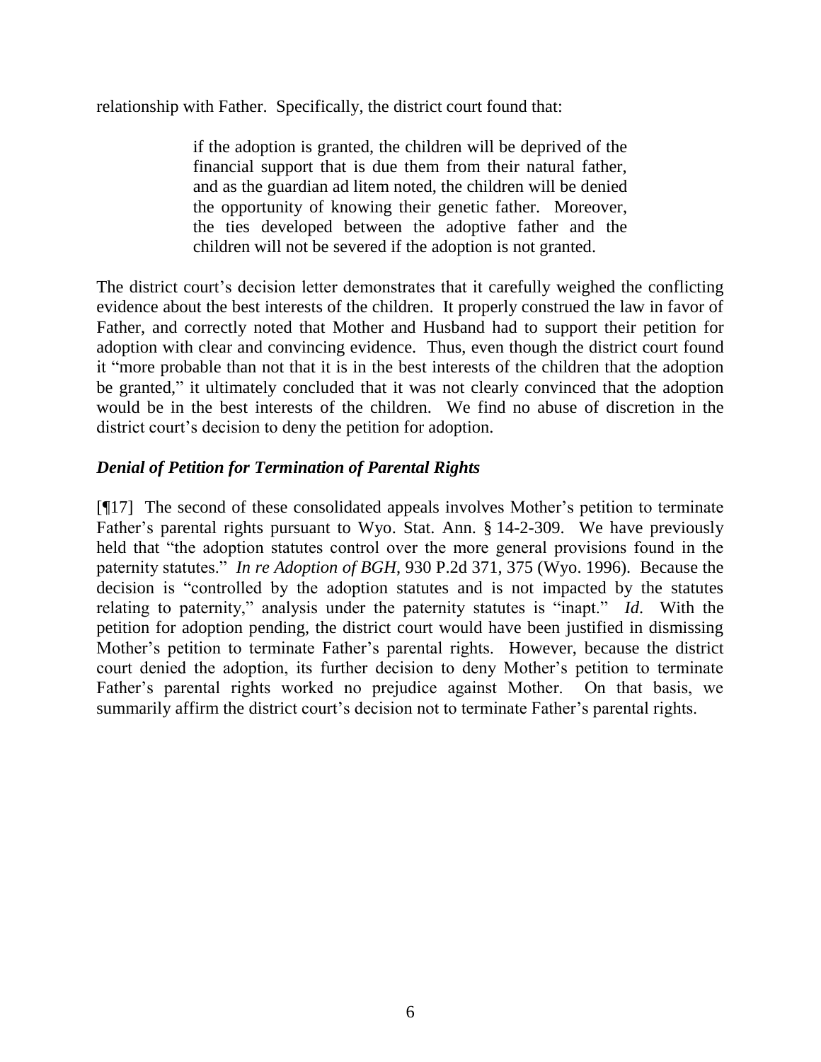relationship with Father. Specifically, the district court found that:

> if the adoption is granted, the children will be deprived of the financial support that is due them from their natural father, and as the guardian ad litem noted, the children will be denied the opportunity of knowing their genetic father. Moreover, the ties developed between the adoptive father and the children will not be severed if the adoption is not granted.

The district court's decision letter demonstrates that it carefully weighed the conflicting evidence about the best interests of the children. It properly construed the law in favor of Father, and correctly noted that Mother and Husband had to support their petition for adoption with clear and convincing evidence. Thus, even though the district court found it "more probable than not that it is in the best interests of the children that the adoption be granted," it ultimately concluded that it was not clearly convinced that the adoption would be in the best interests of the children. We find no abuse of discretion in the district court's decision to deny the petition for adoption.

### *Denial of Petition for Termination of Parental Rights*

[¶17] The second of these consolidated appeals involves Mother's petition to terminate Father's parental rights pursuant to Wyo. Stat. Ann. § 14-2-309. We have previously held that "the adoption statutes control over the more general provisions found in the paternity statutes." *In re Adoption of BGH*, 930 P.2d 371, 375 (Wyo. 1996). Because the decision is "controlled by the adoption statutes and is not impacted by the statutes relating to paternity," analysis under the paternity statutes is "inapt." *Id*. With the petition for adoption pending, the district court would have been justified in dismissing Mother's petition to terminate Father's parental rights. However, because the district court denied the adoption, its further decision to deny Mother's petition to terminate Father's parental rights worked no prejudice against Mother. On that basis, we summarily affirm the district court's decision not to terminate Father's parental rights.